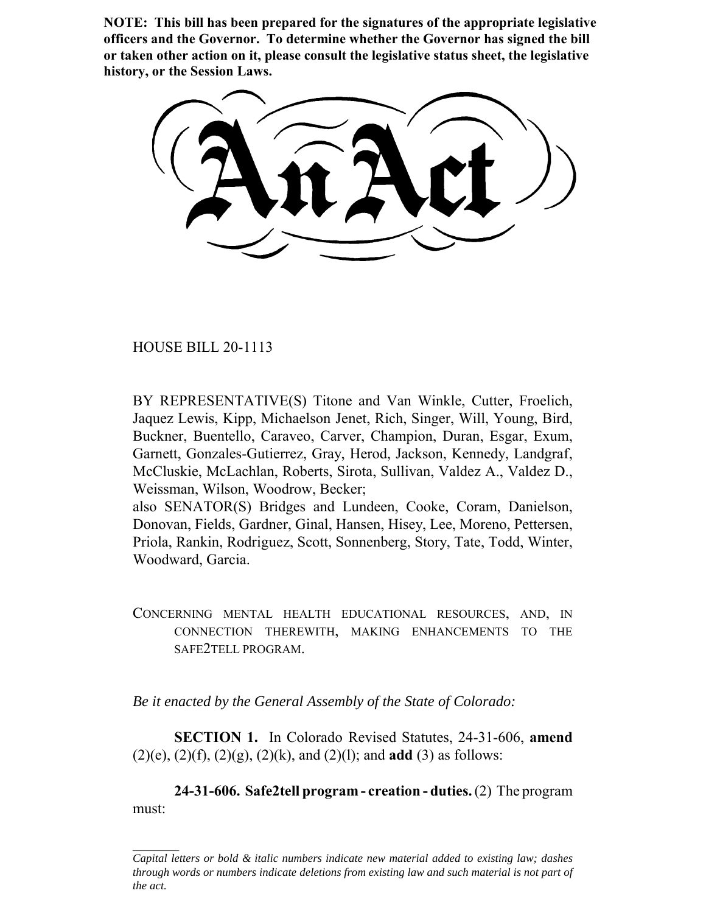**NOTE: This bill has been prepared for the signatures of the appropriate legislative officers and the Governor. To determine whether the Governor has signed the bill or taken other action on it, please consult the legislative status sheet, the legislative history, or the Session Laws.**

# An Act

HOUSE BILL 20-1113

BY REPRESENTATIVE(S) Titone and Van Winkle, Cutter, Froelich, Jaquez Lewis, Kipp, Michaelson Jenet, Rich, Singer, Will, Young, Bird, Buckner, Buentello, Caraveo, Carver, Champion, Duran, Esgar, Exum, Garnett, Gonzales-Gutierrez, Gray, Herod, Jackson, Kennedy, Landgraf, McCluskie, McLachlan, Roberts, Sirota, Sullivan, Valdez A., Valdez D., Weissman, Wilson, Woodrow, Becker;
also SENATOR(S) Bridges and Lundeen, Cooke, Coram, Danielson, Donovan, Fields, Gardner, Ginal, Hansen, Hisey, Lee, Moreno, Pettersen, Priola, Rankin, Rodriguez, Scott, Sonnenberg, Story, Tate, Todd, Winter, Woodward, Garcia.

CONCERNING MENTAL HEALTH EDUCATIONAL RESOURCES, AND, IN CONNECTION THEREWITH, MAKING ENHANCEMENTS TO THE SAFE2TELL PROGRAM.

*Be it enacted by the General Assembly of the State of Colorado:*

**SECTION 1.** In Colorado Revised Statutes, 24-31-606, **amend** (2)(e), (2)(f), (2)(g), (2)(k), and (2)(l); and **add** (3) as follows:

**24-31-606. Safe2tell program - creation - duties.** (2) The program must:

---

*Capital letters or bold & italic numbers indicate new material added to existing law; dashes through words or numbers indicate deletions from existing law and such material is not part of the act.*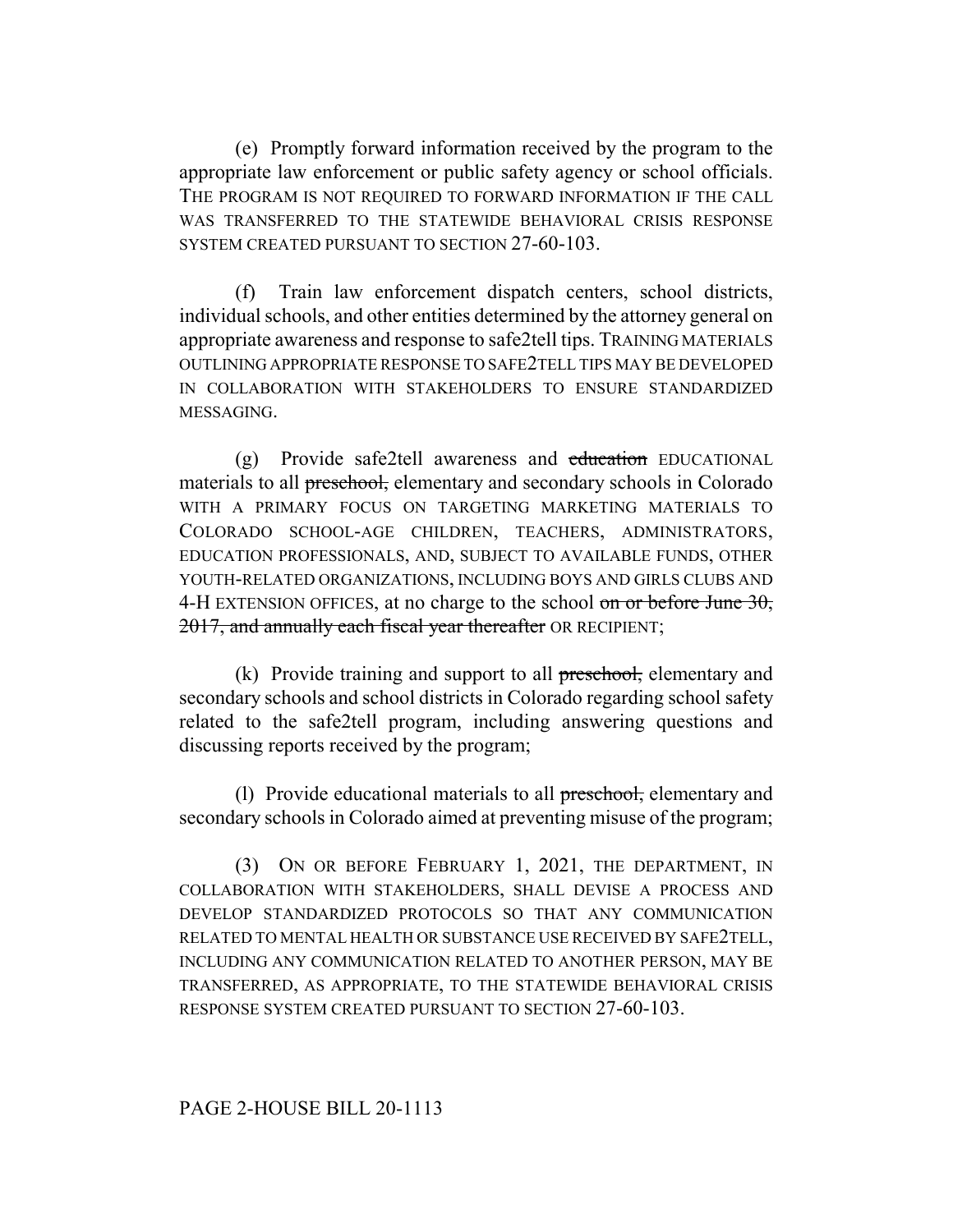(e) Promptly forward information received by the program to the appropriate law enforcement or public safety agency or school officials. THE PROGRAM IS NOT REQUIRED TO FORWARD INFORMATION IF THE CALL WAS TRANSFERRED TO THE STATEWIDE BEHAVIORAL CRISIS RESPONSE SYSTEM CREATED PURSUANT TO SECTION 27-60-103.

(f) Train law enforcement dispatch centers, school districts, individual schools, and other entities determined by the attorney general on appropriate awareness and response to safe2tell tips. TRAINING MATERIALS OUTLINING APPROPRIATE RESPONSE TO SAFE2TELL TIPS MAY BE DEVELOPED IN COLLABORATION WITH STAKEHOLDERS TO ENSURE STANDARDIZED MESSAGING.

(g) Provide safe2tell awareness and ~~education~~ EDUCATIONAL materials to all ~~preschool,~~ elementary and secondary schools in Colorado WITH A PRIMARY FOCUS ON TARGETING MARKETING MATERIALS TO COLORADO SCHOOL-AGE CHILDREN, TEACHERS, ADMINISTRATORS, EDUCATION PROFESSIONALS, AND, SUBJECT TO AVAILABLE FUNDS, OTHER YOUTH-RELATED ORGANIZATIONS, INCLUDING BOYS AND GIRLS CLUBS AND 4-H EXTENSION OFFICES, at no charge to the school ~~on or before June 30, 2017, and annually each fiscal year thereafter~~ OR RECIPIENT;

(k) Provide training and support to all ~~preschool,~~ elementary and secondary schools and school districts in Colorado regarding school safety related to the safe2tell program, including answering questions and discussing reports received by the program;

(l) Provide educational materials to all ~~preschool,~~ elementary and secondary schools in Colorado aimed at preventing misuse of the program;

(3) ON OR BEFORE FEBRUARY 1, 2021, THE DEPARTMENT, IN COLLABORATION WITH STAKEHOLDERS, SHALL DEVISE A PROCESS AND DEVELOP STANDARDIZED PROTOCOLS SO THAT ANY COMMUNICATION RELATED TO MENTAL HEALTH OR SUBSTANCE USE RECEIVED BY SAFE2TELL, INCLUDING ANY COMMUNICATION RELATED TO ANOTHER PERSON, MAY BE TRANSFERRED, AS APPROPRIATE, TO THE STATEWIDE BEHAVIORAL CRISIS RESPONSE SYSTEM CREATED PURSUANT TO SECTION 27-60-103.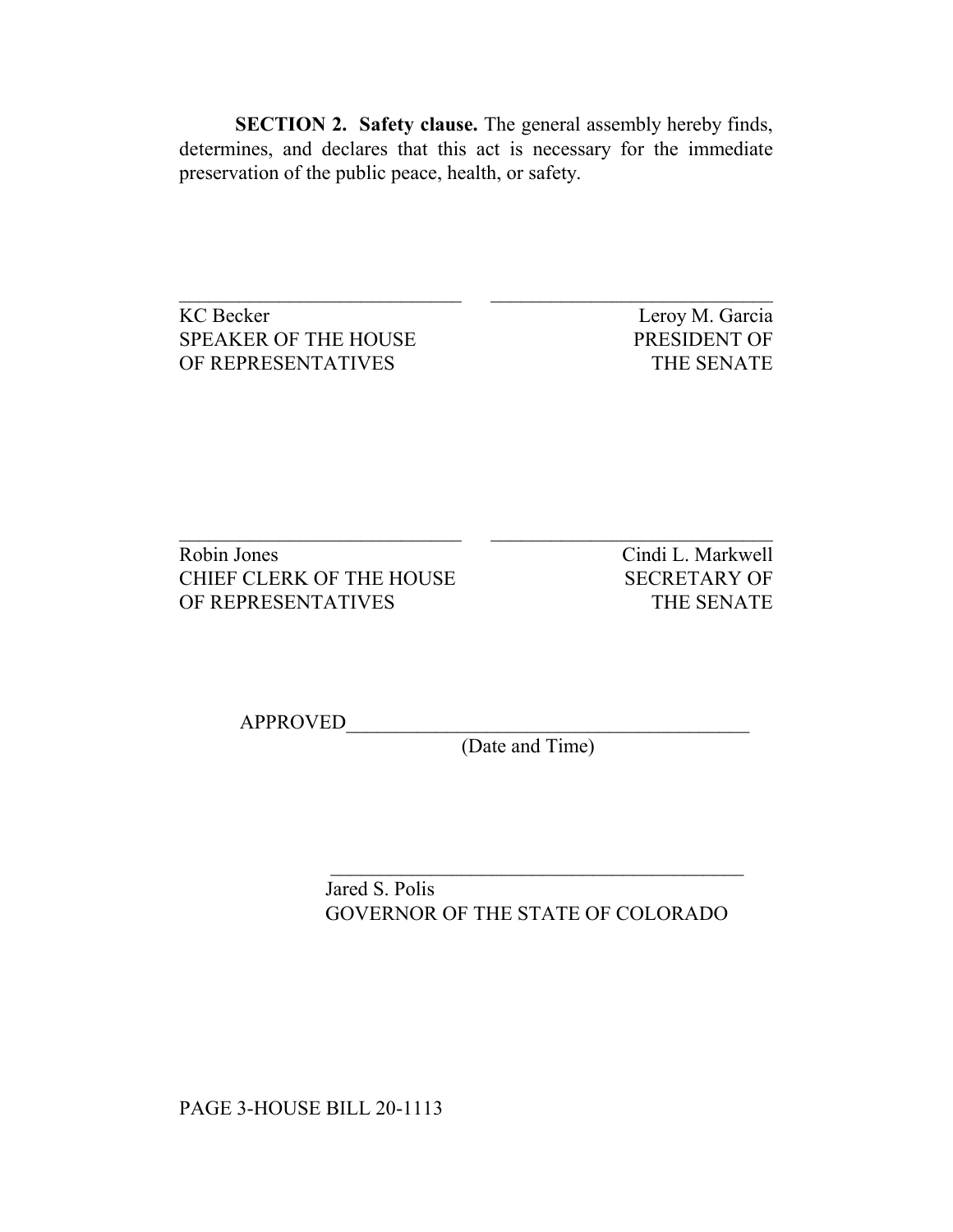**SECTION 2. Safety clause.** The general assembly hereby finds, determines, and declares that this act is necessary for the immediate preservation of the public peace, health, or safety.

\_\_\_\_\_\_\_\_\_\_\_\_\_\_\_\_\_\_\_\_\_\_\_\_\_\_\_\_
KC Becker
SPEAKER OF THE HOUSE
OF REPRESENTATIVES

\_\_\_\_\_\_\_\_\_\_\_\_\_\_\_\_\_\_\_\_\_\_\_\_\_\_\_\_
Leroy M. Garcia
PRESIDENT OF
THE SENATE

\_\_\_\_\_\_\_\_\_\_\_\_\_\_\_\_\_\_\_\_\_\_\_\_\_\_\_\_
Robin Jones
CHIEF CLERK OF THE HOUSE
OF REPRESENTATIVES

\_\_\_\_\_\_\_\_\_\_\_\_\_\_\_\_\_\_\_\_\_\_\_\_\_\_\_\_
Cindi L. Markwell
SECRETARY OF
THE SENATE

APPROVED\_\_\_\_\_\_\_\_\_\_\_\_\_\_\_\_\_\_\_\_\_\_\_\_\_\_\_\_\_\_\_\_\_\_\_\_\_\_\_\_
(Date and Time)

\_\_\_\_\_\_\_\_\_\_\_\_\_\_\_\_\_\_\_\_\_\_\_\_\_\_\_\_\_\_\_\_\_\_\_\_\_\_\_\_\_\_
Jared S. Polis
GOVERNOR OF THE STATE OF COLORADO

PAGE 3-HOUSE BILL 20-1113